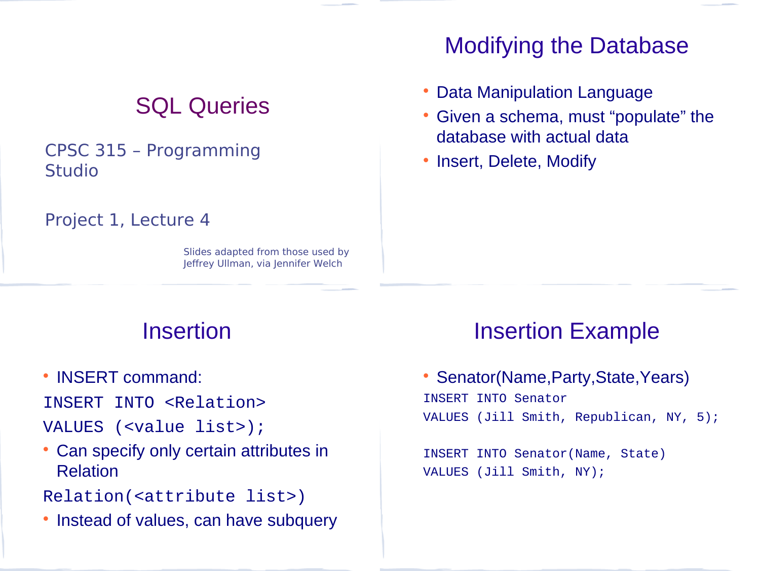# SQL Queries

CPSC 315 – Programming Studio

Project 1, Lecture 4

Slides adapted from those used by Jeffrey Ullman, via Jennifer Welch

## Modifying the Database

- Data Manipulation Language
- Given a schema, must "populate" the database with actual data
- Insert, Delete, Modify

## Insertion

- INSERT command:

```
INSERT INTO <Relation>
VALUES (<value list>);
```

- Can specify only certain attributes in Relation

```
Relation(<attribute list>)
```

- Instead of values, can have subquery

## Insertion Example

- Senator(Name,Party,State,Years)

```
INSERT INTO Senator
VALUES (Jill Smith, Republican, NY, 5);

INSERT INTO Senator(Name, State)
VALUES (Jill Smith, NY);
```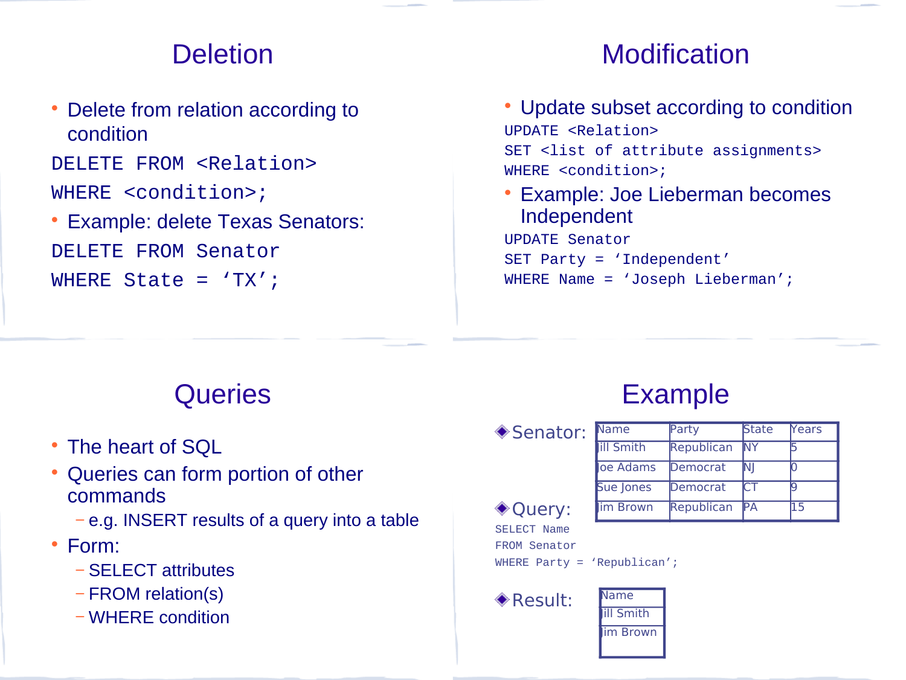## Deletion

- Delete from relation according to condition

```
DELETE FROM <Relation>
WHERE <condition>;
```

- Example: delete Texas Senators:

```
DELETE FROM Senator
WHERE State = 'TX';
```

## Modification

- Update subset according to condition

```
UPDATE <Relation>
SET <list of attribute assignments>
WHERE <condition>;
```

- Example: Joe Lieberman becomes Independent

```
UPDATE Senator
SET Party = 'Independent'
WHERE Name = 'Joseph Lieberman';
```

## Queries

- The heart of SQL
- Queries can form portion of other commands
  - e.g. INSERT results of a query into a table
- Form:
  - SELECT attributes
  - FROM relation(s)
  - WHERE condition

## Example

- Senator:

| Name | Party | State | Years |
|---|---|---|---|
| Jill Smith | Republican | NY | 5 |
| Joe Adams | Democrat | NJ | 0 |
| Sue Jones | Democrat | CT | 9 |
| Jim Brown | Republican | PA | 15 |

- Query:

```
SELECT Name
FROM Senator
WHERE Party = 'Republican';
```

- Result:

| Name |
|---|
| Jill Smith |
| Jim Brown |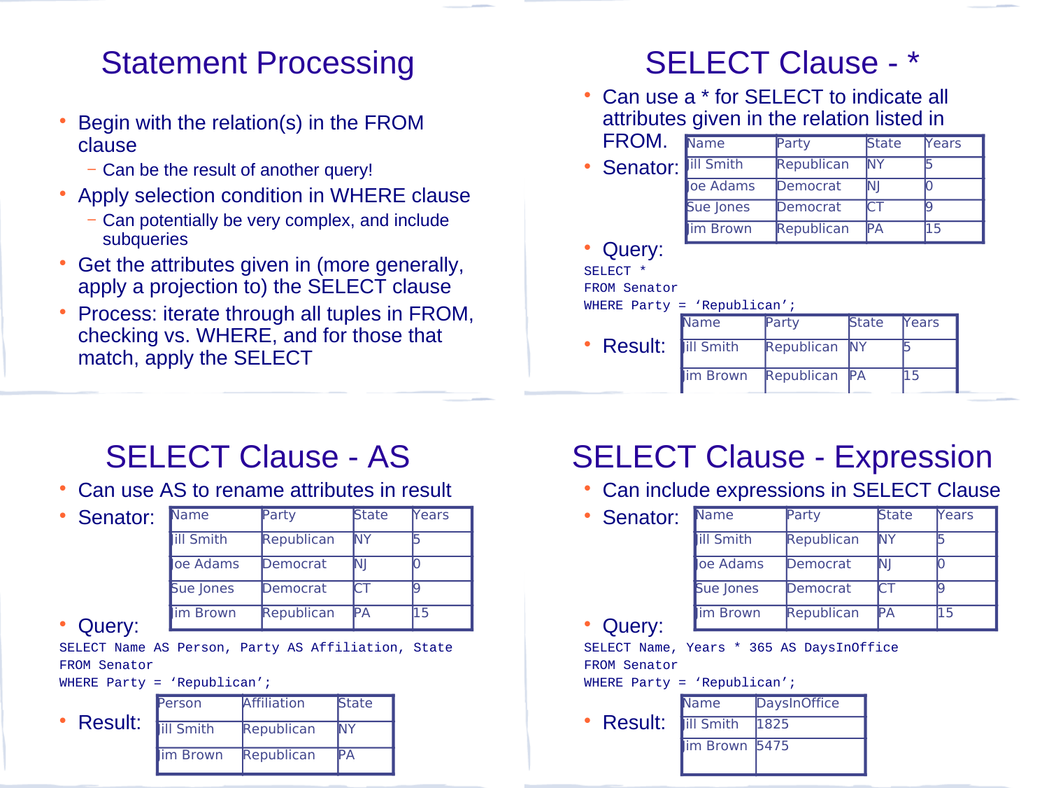# Statement Processing

- Begin with the relation(s) in the FROM clause
  - Can be the result of another query!
- Apply selection condition in WHERE clause
  - Can potentially be very complex, and include subqueries
- Get the attributes given in (more generally, apply a projection to) the SELECT clause
- Process: iterate through all tuples in FROM, checking vs. WHERE, and for those that match, apply the SELECT

# SELECT Clause - *

- Can use a * for SELECT to indicate all attributes given in the relation listed in FROM.
- Senator:

| Name | Party | State | Years |
|---|---|---|---|
| Jill Smith | Republican | NY | 5 |
| Joe Adams | Democrat | NJ | 0 |
| Sue Jones | Democrat | CT | 9 |
| Jim Brown | Republican | PA | 15 |

- Query:

```
SELECT *
FROM Senator
WHERE Party = 'Republican';
```

- Result:

| Name | Party | State | Years |
|---|---|---|---|
| Jill Smith | Republican | NY | 5 |
| Jim Brown | Republican | PA | 15 |

# SELECT Clause - AS

- Can use AS to rename attributes in result
- Senator:

| Name | Party | State | Years |
|---|---|---|---|
| Jill Smith | Republican | NY | 5 |
| Joe Adams | Democrat | NJ | 0 |
| Sue Jones | Democrat | CT | 9 |
| Jim Brown | Republican | PA | 15 |

- Query:

```
SELECT Name AS Person, Party AS Affiliation, State
FROM Senator
WHERE Party = 'Republican';
```

- Result:

| Person | Affiliation | State |
|---|---|---|
| Jill Smith | Republican | NY |
| Jim Brown | Republican | PA |

# SELECT Clause - Expression

- Can include expressions in SELECT Clause
- Senator:

| Name | Party | State | Years |
|---|---|---|---|
| Jill Smith | Republican | NY | 5 |
| Joe Adams | Democrat | NJ | 0 |
| Sue Jones | Democrat | CT | 9 |
| Jim Brown | Republican | PA | 15 |

- Query:

```
SELECT Name, Years * 365 AS DaysInOffice
FROM Senator
WHERE Party = 'Republican';
```

- Result:

| Name | DaysInOffice |
|---|---|
| Jill Smith | 1825 |
| Jim Brown | 5475 |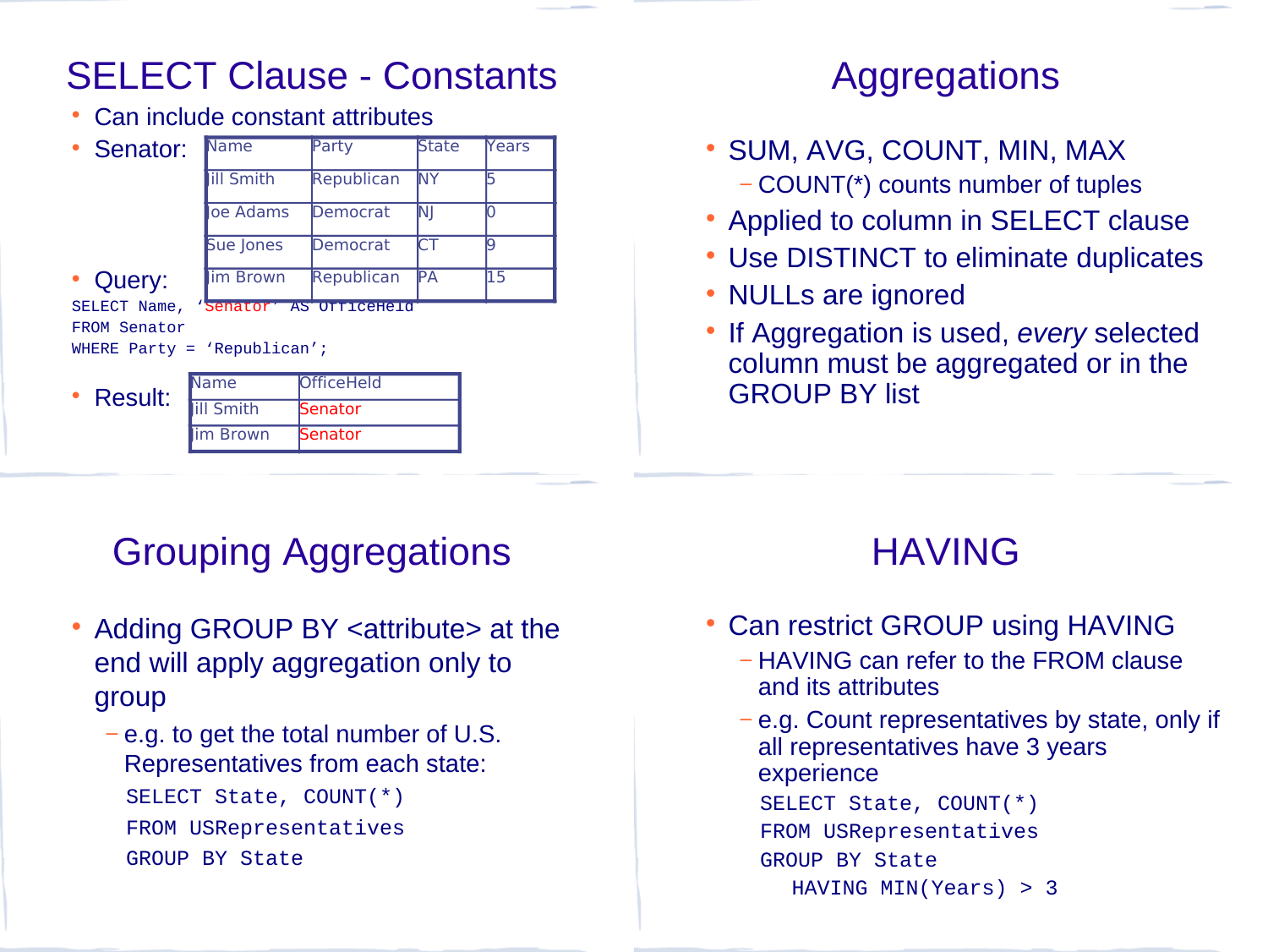## SELECT Clause - Constants

- Can include constant attributes
- Senator:

| Name | Party | State | Years |
|---|---|---|---|
| Jill Smith | Republican | NY | 5 |
| Joe Adams | Democrat | NJ | 0 |
| Sue Jones | Democrat | CT | 9 |
| Jim Brown | Republican | PA | 15 |

- Query:

```
SELECT Name, 'Senator' AS OfficeHeld
FROM Senator
WHERE Party = 'Republican';
```

- Result:

| Name | OfficeHeld |
|---|---|
| Jill Smith | Senator |
| Jim Brown | Senator |

## Aggregations

- SUM, AVG, COUNT, MIN, MAX
  - COUNT(*) counts number of tuples
- Applied to column in SELECT clause
- Use DISTINCT to eliminate duplicates
- NULLs are ignored
- If Aggregation is used, *every* selected column must be aggregated or in the GROUP BY list

## Grouping Aggregations

- Adding GROUP BY <attribute> at the end will apply aggregation only to group
  - e.g. to get the total number of U.S. Representatives from each state:

```
SELECT State, COUNT(*)
FROM USRepresentatives
GROUP BY State
```

## HAVING

- Can restrict GROUP using HAVING
  - HAVING can refer to the FROM clause and its attributes
  - e.g. Count representatives by state, only if all representatives have 3 years experience

```
SELECT State, COUNT(*)
FROM USRepresentatives
GROUP BY State
   HAVING MIN(Years) > 3
```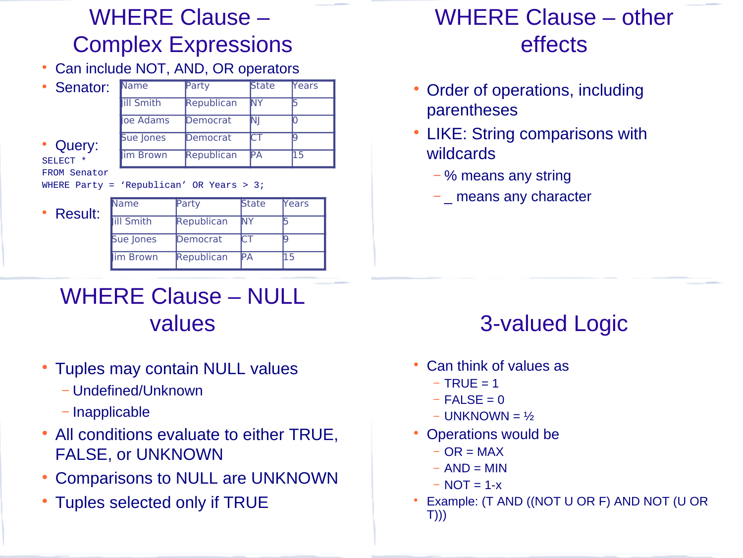## WHERE Clause – Complex Expressions

- Can include NOT, AND, OR operators
- Senator:

| Name | Party | State | Years |
|---|---|---|---|
| Jill Smith | Republican | NY | 5 |
| Joe Adams | Democrat | NJ | 0 |
| Sue Jones | Democrat | CT | 9 |
| Jim Brown | Republican | PA | 15 |

- Query:

```
SELECT *
FROM Senator
WHERE Party = 'Republican' OR Years > 3;
```

- Result:

| Name | Party | State | Years |
|---|---|---|---|
| Jill Smith | Republican | NY | 5 |
| Sue Jones | Democrat | CT | 9 |
| Jim Brown | Republican | PA | 15 |

## WHERE Clause – other effects

- Order of operations, including parentheses
- LIKE: String comparisons with wildcards
  - % means any string
  - _ means any character

## WHERE Clause – NULL values

- Tuples may contain NULL values
  - Undefined/Unknown
  - Inapplicable
- All conditions evaluate to either TRUE, FALSE, or UNKNOWN
- Comparisons to NULL are UNKNOWN
- Tuples selected only if TRUE

## 3-valued Logic

- Can think of values as
  - TRUE = 1
  - FALSE = 0
  - UNKNOWN = ½
- Operations would be
  - OR = MAX
  - AND = MIN
  - NOT = 1-x
- Example: (T AND ((NOT U OR F) AND NOT (U OR T)))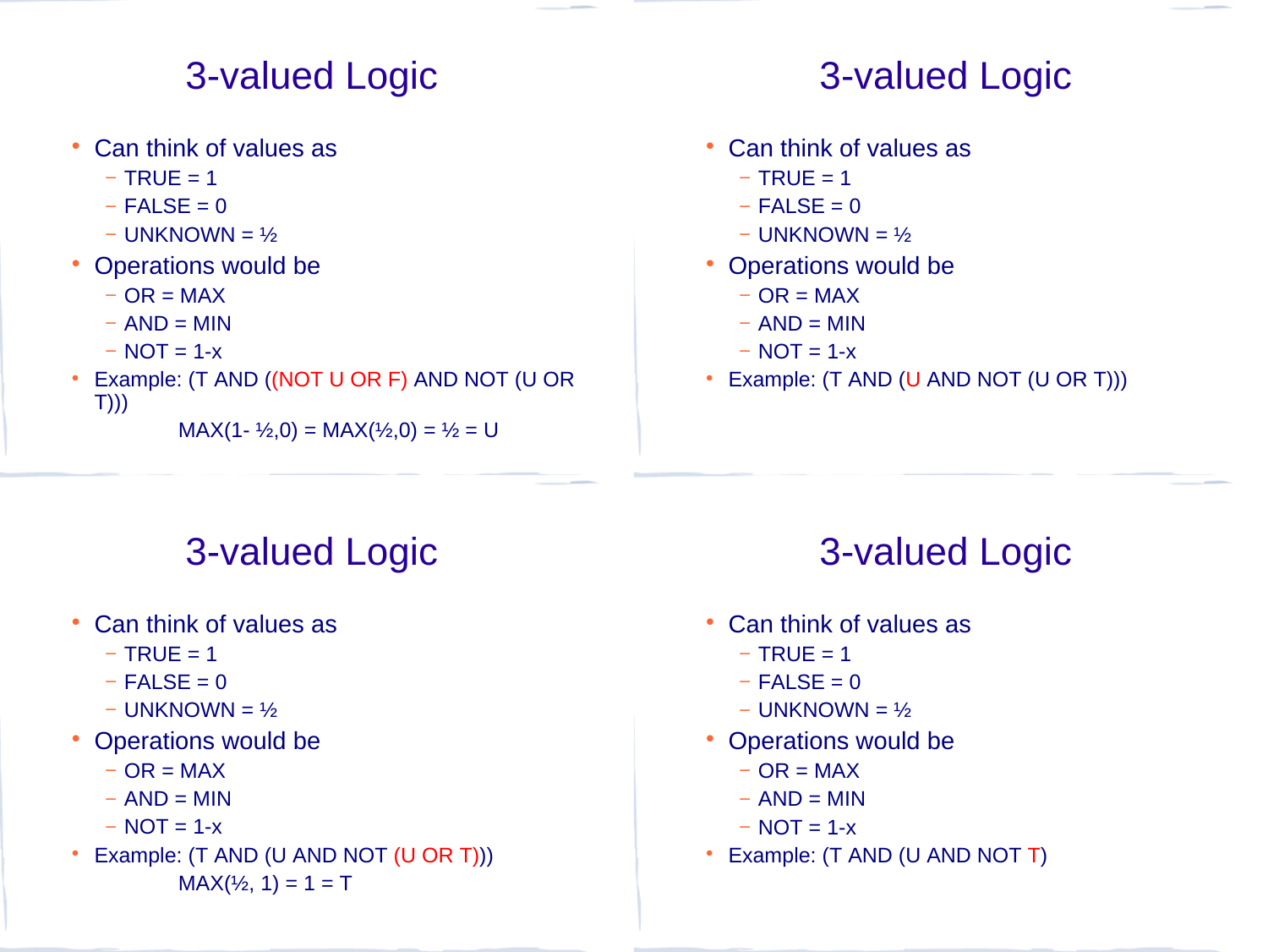# 3-valued Logic

- Can think of values as
  - TRUE = 1
  - FALSE = 0
  - UNKNOWN = ½
- Operations would be
  - OR = MAX
  - AND = MIN
  - NOT = 1-x
- Example: (T AND ((NOT U OR F) AND NOT (U OR T)))

  MAX(1- ½,0) = MAX(½,0) = ½ = U

# 3-valued Logic

- Can think of values as
  - TRUE = 1
  - FALSE = 0
  - UNKNOWN = ½
- Operations would be
  - OR = MAX
  - AND = MIN
  - NOT = 1-x
- Example: (T AND (U AND NOT (U OR T)))

# 3-valued Logic

- Can think of values as
  - TRUE = 1
  - FALSE = 0
  - UNKNOWN = ½
- Operations would be
  - OR = MAX
  - AND = MIN
  - NOT = 1-x
- Example: (T AND (U AND NOT (U OR T)))

  MAX(½, 1) = 1 = T

# 3-valued Logic

- Can think of values as
  - TRUE = 1
  - FALSE = 0
  - UNKNOWN = ½
- Operations would be
  - OR = MAX
  - AND = MIN
  - NOT = 1-x
- Example: (T AND (U AND NOT T)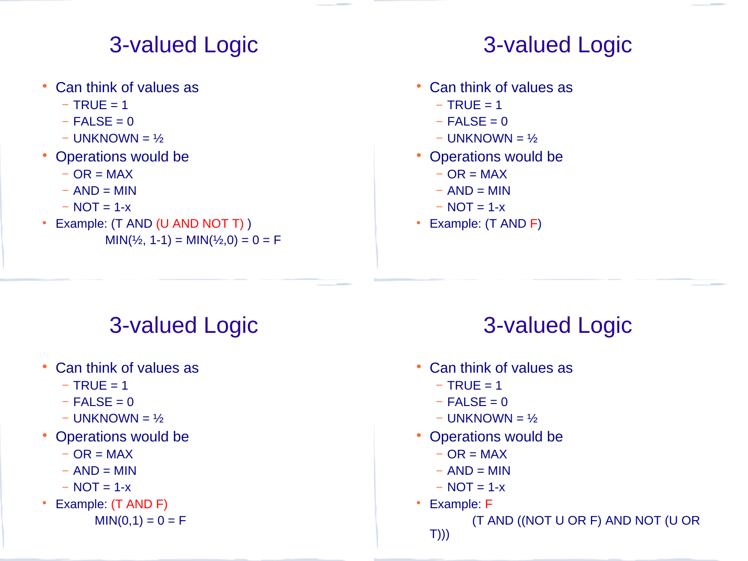# 3-valued Logic

- Can think of values as
  - TRUE = 1
  - FALSE = 0
  - UNKNOWN = ½
- Operations would be
  - OR = MAX
  - AND = MIN
  - NOT = 1-x
- Example: (T AND (U AND NOT T) )

  MIN(½, 1-1) = MIN(½,0) = 0 = F

# 3-valued Logic

- Can think of values as
  - TRUE = 1
  - FALSE = 0
  - UNKNOWN = ½
- Operations would be
  - OR = MAX
  - AND = MIN
  - NOT = 1-x
- Example: (T AND F)

# 3-valued Logic

- Can think of values as
  - TRUE = 1
  - FALSE = 0
  - UNKNOWN = ½
- Operations would be
  - OR = MAX
  - AND = MIN
  - NOT = 1-x
- Example: (T AND F)

  MIN(0,1) = 0 = F

# 3-valued Logic

- Can think of values as
  - TRUE = 1
  - FALSE = 0
  - UNKNOWN = ½
- Operations would be
  - OR = MAX
  - AND = MIN
  - NOT = 1-x
- Example: F

  (T AND ((NOT U OR F) AND NOT (U OR T)))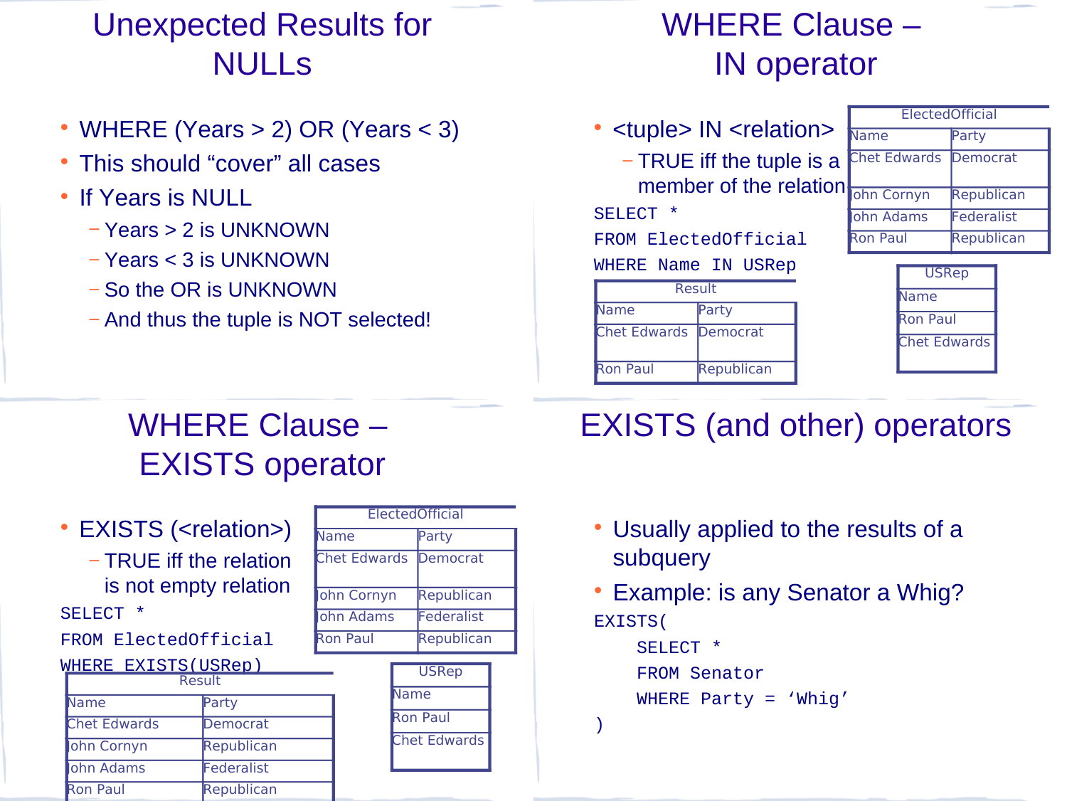# Unexpected Results for NULLs

- WHERE (Years > 2) OR (Years < 3)
- This should “cover” all cases
- If Years is NULL
  - Years > 2 is UNKNOWN
  - Years < 3 is UNKNOWN
  - So the OR is UNKNOWN
  - And thus the tuple is NOT selected!

# WHERE Clause – IN operator

- <tuple> IN <relation>
  - TRUE iff the tuple is a member of the relation

```
SELECT *
FROM ElectedOfficial
WHERE Name IN USRep
```

ElectedOfficial

| Name | Party |
|---|---|
| Chet Edwards | Democrat |
| John Cornyn | Republican |
| John Adams | Federalist |
| Ron Paul | Republican |

USRep

| Name |
|---|
| Ron Paul |
| Chet Edwards |

Result

| Name | Party |
|---|---|
| Chet Edwards | Democrat |
| Ron Paul | Republican |

# WHERE Clause – EXISTS operator

- EXISTS (<relation>)
  - TRUE iff the relation is not empty relation

```
SELECT *
FROM ElectedOfficial
WHERE EXISTS(USRep)
```

ElectedOfficial

| Name | Party |
|---|---|
| Chet Edwards | Democrat |
| John Cornyn | Republican |
| John Adams | Federalist |
| Ron Paul | Republican |

USRep

| Name |
|---|
| Ron Paul |
| Chet Edwards |

Result

| Name | Party |
|---|---|
| Chet Edwards | Democrat |
| John Cornyn | Republican |
| John Adams | Federalist |
| Ron Paul | Republican |

# EXISTS (and other) operators

- Usually applied to the results of a subquery
- Example: is any Senator a Whig?

```
EXISTS(
    SELECT *
    FROM Senator
    WHERE Party = ‘Whig’
)
```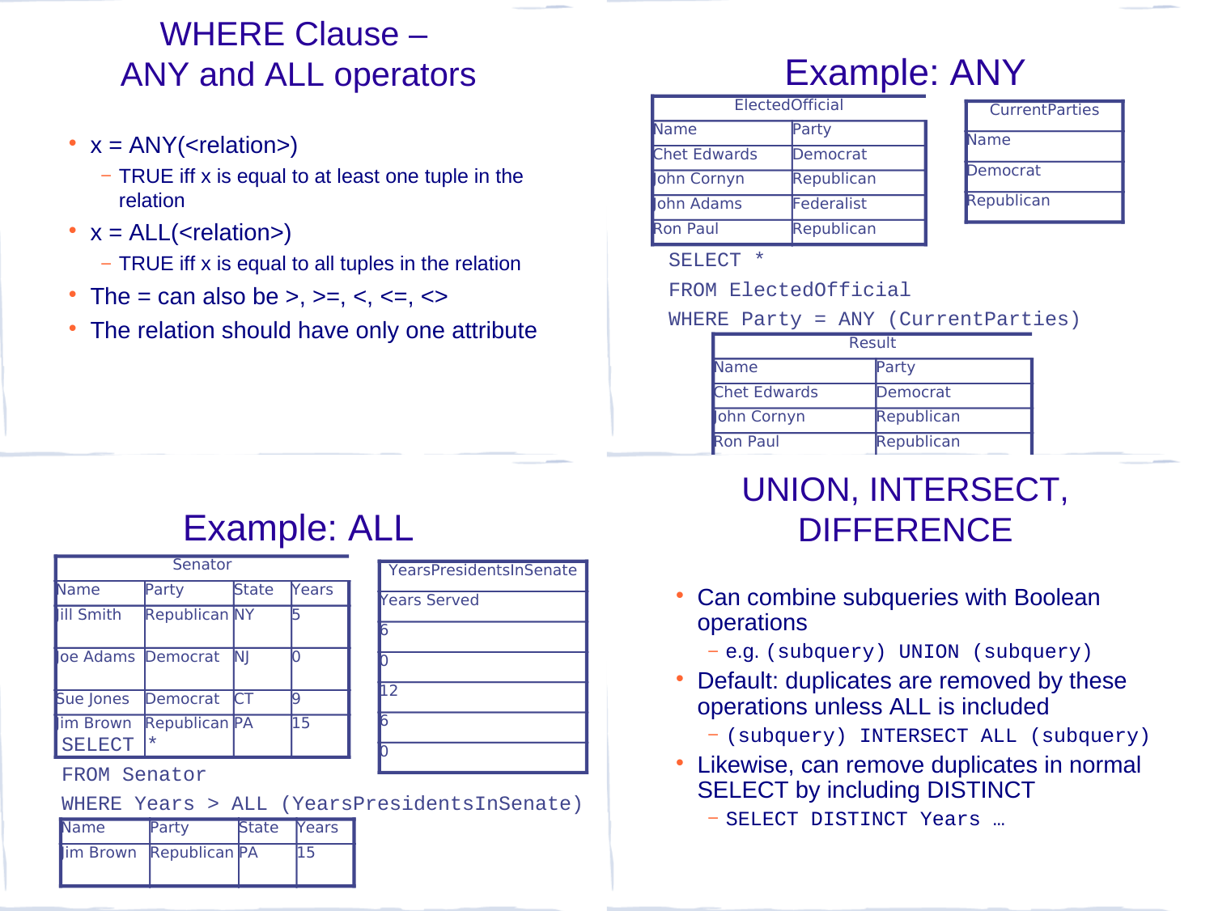# WHERE Clause – ANY and ALL operators

- x = ANY(<relation>)
  - TRUE iff x is equal to at least one tuple in the relation
- x = ALL(<relation>)
  - TRUE iff x is equal to all tuples in the relation
- The = can also be >, >=, <, <=, <>
- The relation should have only one attribute

# Example: ANY

ElectedOfficial

| Name | Party |
|---|---|
| Chet Edwards | Democrat |
| John Cornyn | Republican |
| John Adams | Federalist |
| Ron Paul | Republican |

CurrentParties

| Name |
|---|
| Democrat |
| Republican |

```
SELECT *
FROM ElectedOfficial
WHERE Party = ANY (CurrentParties)
```

Result

| Name | Party |
|---|---|
| Chet Edwards | Democrat |
| John Cornyn | Republican |
| Ron Paul | Republican |

# Example: ALL

Senator

| Name | Party | State | Years |
|---|---|---|---|
| Jill Smith | Republican | NY | 5 |
| Joe Adams | Democrat | NJ | 0 |
| Sue Jones | Democrat | CT | 9 |
| Jim Brown | Republican | PA | 15 |

YearsPresidentsInSenate

| Years Served |
|---|
| 6 |
| 0 |
| 12 |
| 6 |
| 0 |

```
SELECT *
FROM Senator
WHERE Years > ALL (YearsPresidentsInSenate)
```

| Name | Party | State | Years |
|---|---|---|---|
| Jim Brown | Republican | PA | 15 |

# UNION, INTERSECT, DIFFERENCE

- Can combine subqueries with Boolean operations
  - e.g. `(subquery) UNION (subquery)`
- Default: duplicates are removed by these operations unless ALL is included
  - `(subquery) INTERSECT ALL (subquery)`
- Likewise, can remove duplicates in normal SELECT by including DISTINCT
  - `SELECT DISTINCT Years …`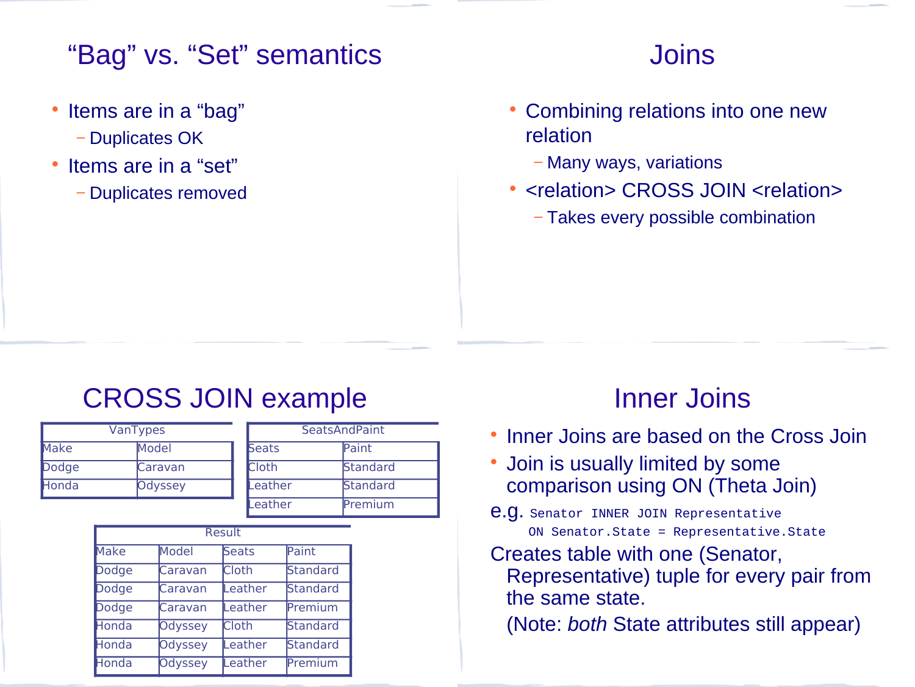# "Bag" vs. "Set" semantics

- Items are in a "bag"
  - Duplicates OK
- Items are in a "set"
  - Duplicates removed

# Joins

- Combining relations into one new relation
  - Many ways, variations
- <relation> CROSS JOIN <relation>
  - Takes every possible combination

# CROSS JOIN example

VanTypes

| Make | Model |
|---|---|
| Dodge | Caravan |
| Honda | Odyssey |

SeatsAndPaint

| Seats | Paint |
|---|---|
| Cloth | Standard |
| Leather | Standard |
| Leather | Premium |

Result

| Make | Model | Seats | Paint |
|---|---|---|---|
| Dodge | Caravan | Cloth | Standard |
| Dodge | Caravan | Leather | Standard |
| Dodge | Caravan | Leather | Premium |
| Honda | Odyssey | Cloth | Standard |
| Honda | Odyssey | Leather | Standard |
| Honda | Odyssey | Leather | Premium |

# Inner Joins

- Inner Joins are based on the Cross Join
- Join is usually limited by some comparison using ON (Theta Join)

e.g.
```
Senator INNER JOIN Representative
  ON Senator.State = Representative.State
```

Creates table with one (Senator, Representative) tuple for every pair from the same state.

(Note: *both* State attributes still appear)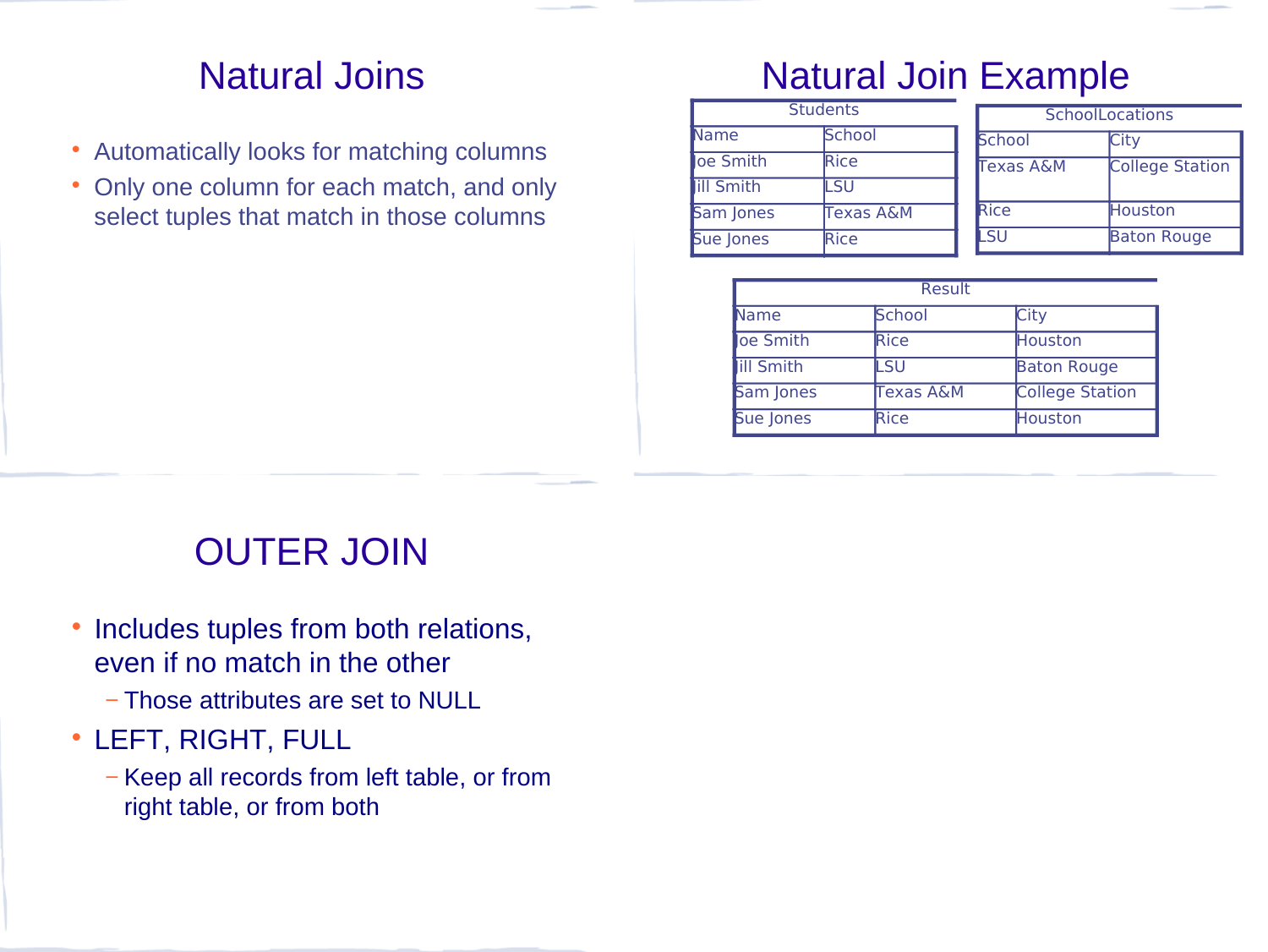## Natural Joins

- Automatically looks for matching columns
- Only one column for each match, and only select tuples that match in those columns

## Natural Join Example

Students

| Name | School |
| --- | --- |
| Joe Smith | Rice |
| Jill Smith | LSU |
| Sam Jones | Texas A&M |
| Sue Jones | Rice |

SchoolLocations

| School | City |
| --- | --- |
| Texas A&M | College Station |
| Rice | Houston |
| LSU | Baton Rouge |

Result

| Name | School | City |
| --- | --- | --- |
| Joe Smith | Rice | Houston |
| Jill Smith | LSU | Baton Rouge |
| Sam Jones | Texas A&M | College Station |
| Sue Jones | Rice | Houston |

## OUTER JOIN

- Includes tuples from both relations, even if no match in the other
  - Those attributes are set to NULL
- LEFT, RIGHT, FULL
  - Keep all records from left table, or from right table, or from both